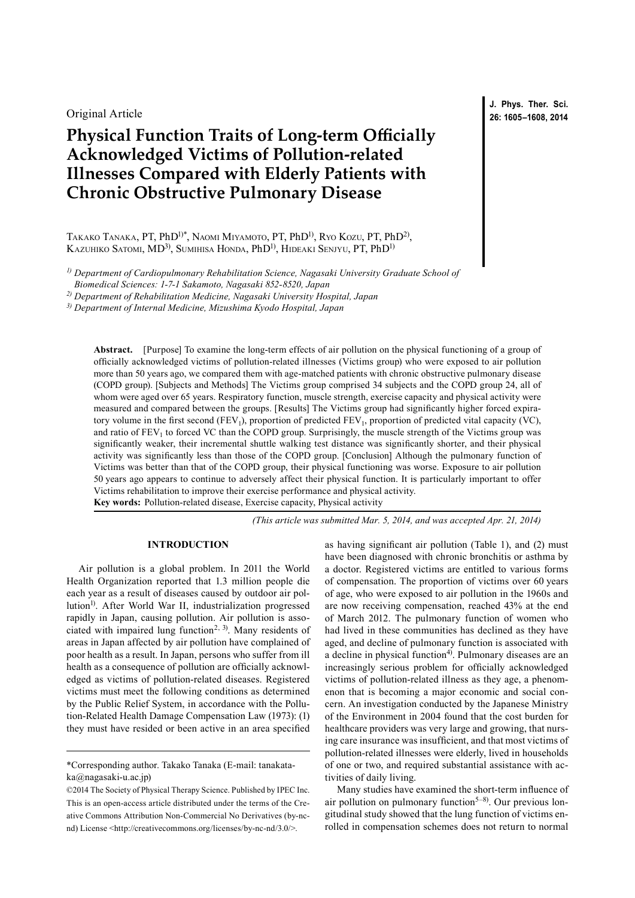Original Article

# Physical Function Traits of Long-term Officially Acknowledged Victims of Pollution-related Illnesses Compared with Elderly Patients with Chronic Obstructive Pulmonary Disease

Takako Tanaka, PT, PhD[1)*], Naomi Miyamoto, PT, PhD[1)], Ryo Kozu, PT, PhD[2)], Kazuhiko Satomi, MD[3)], Sumihisa Honda, PhD[1)], Hideaki Senjyu, PT, PhD[1)]

*1) Department of Cardiopulmonary Rehabilitation Science, Nagasaki University Graduate School of Biomedical Sciences: 1-7-1 Sakamoto, Nagasaki 852-8520, Japan*

*2) Department of Rehabilitation Medicine, Nagasaki University Hospital, Japan*

*3) Department of Internal Medicine, Mizushima Kyodo Hospital, Japan*

**Abstract.** [Purpose] To examine the long-term effects of air pollution on the physical functioning of a group of officially acknowledged victims of pollution-related illnesses (Victims group) who were exposed to air pollution more than 50 years ago, we compared them with age-matched patients with chronic obstructive pulmonary disease (COPD group). [Subjects and Methods] The Victims group comprised 34 subjects and the COPD group 24, all of whom were aged over 65 years. Respiratory function, muscle strength, exercise capacity and physical activity were measured and compared between the groups. [Results] The Victims group had significantly higher forced expiratory volume in the first second ($FEV_1$), proportion of predicted $FEV_1$, proportion of predicted vital capacity (VC), and ratio of $FEV_1$ to forced VC than the COPD group. Surprisingly, the muscle strength of the Victims group was significantly weaker, their incremental shuttle walking test distance was significantly shorter, and their physical activity was significantly less than those of the COPD group. [Conclusion] Although the pulmonary function of Victims was better than that of the COPD group, their physical functioning was worse. Exposure to air pollution 50 years ago appears to continue to adversely affect their physical function. It is particularly important to offer Victims rehabilitation to improve their exercise performance and physical activity.

**Key words:** Pollution-related disease, Exercise capacity, Physical activity

*(This article was submitted Mar. 5, 2014, and was accepted Apr. 21, 2014)*

## INTRODUCTION

Air pollution is a global problem. In 2011 the World Health Organization reported that 1.3 million people die each year as a result of diseases caused by outdoor air pollution[1)]. After World War II, industrialization progressed rapidly in Japan, causing pollution. Air pollution is associated with impaired lung function[2, 3)]. Many residents of areas in Japan affected by air pollution have complained of poor health as a result. In Japan, persons who suffer from ill health as a consequence of pollution are officially acknowledged as victims of pollution-related diseases. Registered victims must meet the following conditions as determined by the Public Relief System, in accordance with the Pollution-Related Health Damage Compensation Law (1973): (1) they must have resided or been active in an area specified as having significant air pollution (Table 1), and (2) must have been diagnosed with chronic bronchitis or asthma by a doctor. Registered victims are entitled to various forms of compensation. The proportion of victims over 60 years of age, who were exposed to air pollution in the 1960s and are now receiving compensation, reached 43% at the end of March 2012. The pulmonary function of women who had lived in these communities has declined as they have aged, and decline of pulmonary function is associated with a decline in physical function[4)]. Pulmonary diseases are an increasingly serious problem for officially acknowledged victims of pollution-related illness as they age, a phenomenon that is becoming a major economic and social concern. An investigation conducted by the Japanese Ministry of the Environment in 2004 found that the cost burden for healthcare providers was very large and growing, that nursing care insurance was insufficient, and that most victims of pollution-related illnesses were elderly, lived in households of one or two, and required substantial assistance with activities of daily living.

Many studies have examined the short-term influence of air pollution on pulmonary function[5–8)]. Our previous longitudinal study showed that the lung function of victims enrolled in compensation schemes does not return to normal

*Corresponding author. Takako Tanaka (E-mail: tanakataka@nagasaki-u.ac.jp)

©2014 The Society of Physical Therapy Science. Published by IPEC Inc. This is an open-access article distributed under the terms of the Creative Commons Attribution Non-Commercial No Derivatives (by-nc-nd) License <http://creativecommons.org/licenses/by-nc-nd/3.0/>.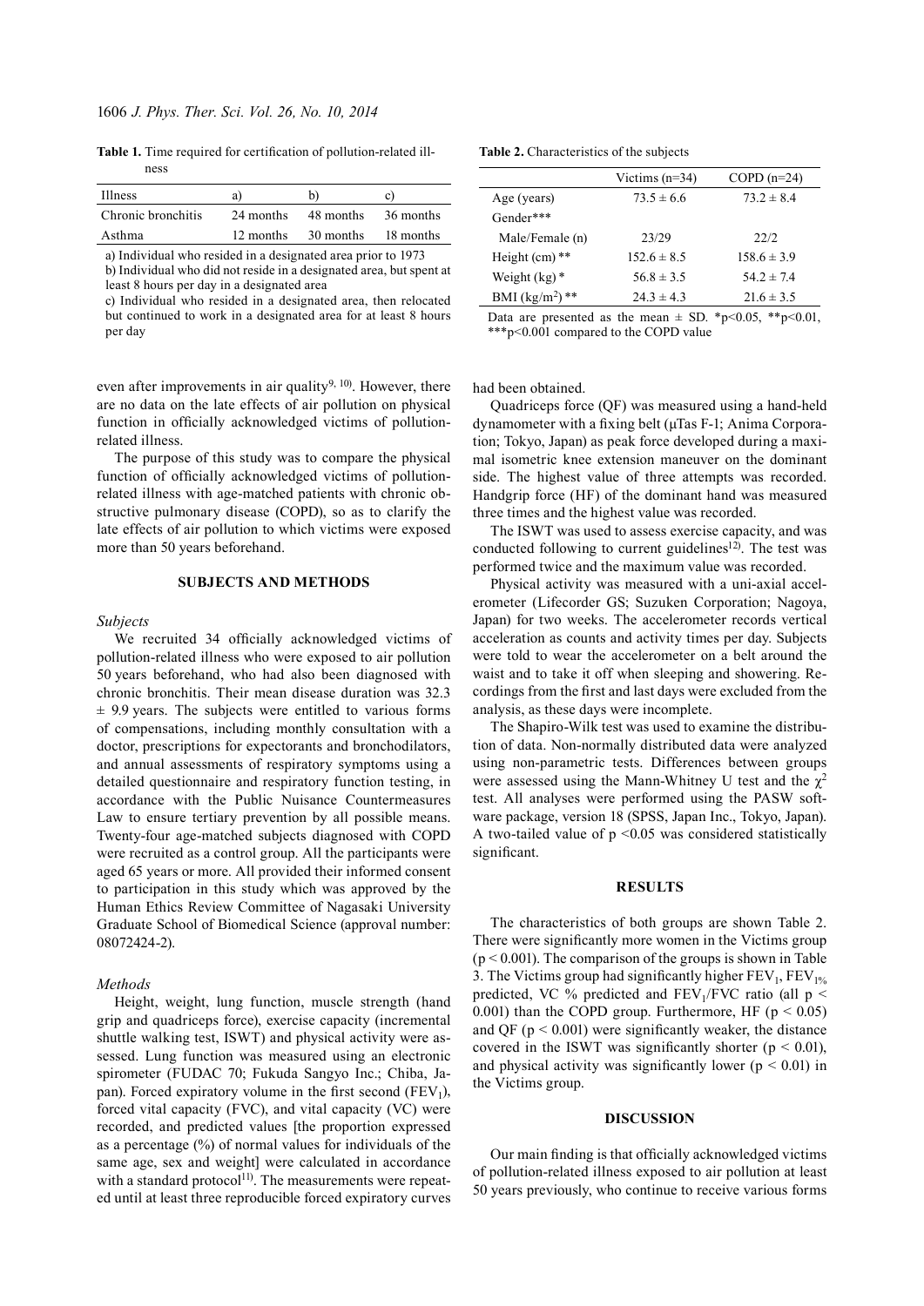**Table 1.** Time required for certification of pollution-related illness

| Illness | a) | b) | c) |
|---|---|---|---|
| Chronic bronchitis | 24 months | 48 months | 36 months |
| Asthma | 12 months | 30 months | 18 months |

a) Individual who resided in a designated area prior to 1973
b) Individual who did not reside in a designated area, but spent at least 8 hours per day in a designated area
c) Individual who resided in a designated area, then relocated but continued to work in a designated area for at least 8 hours per day

even after improvements in air quality[9, 10]. However, there are no data on the late effects of air pollution on physical function in officially acknowledged victims of pollution-related illness.

The purpose of this study was to compare the physical function of officially acknowledged victims of pollution-related illness with age-matched patients with chronic obstructive pulmonary disease (COPD), so as to clarify the late effects of air pollution to which victims were exposed more than 50 years beforehand.

## SUBJECTS AND METHODS

### *Subjects*

We recruited 34 officially acknowledged victims of pollution-related illness who were exposed to air pollution 50 years beforehand, who had also been diagnosed with chronic bronchitis. Their mean disease duration was 32.3 ± 9.9 years. The subjects were entitled to various forms of compensations, including monthly consultation with a doctor, prescriptions for expectorants and bronchodilators, and annual assessments of respiratory symptoms using a detailed questionnaire and respiratory function testing, in accordance with the Public Nuisance Countermeasures Law to ensure tertiary prevention by all possible means. Twenty-four age-matched subjects diagnosed with COPD were recruited as a control group. All the participants were aged 65 years or more. All provided their informed consent to participation in this study which was approved by the Human Ethics Review Committee of Nagasaki University Graduate School of Biomedical Science (approval number: 08072424-2).

### *Methods*

Height, weight, lung function, muscle strength (hand grip and quadriceps force), exercise capacity (incremental shuttle walking test, ISWT) and physical activity were assessed. Lung function was measured using an electronic spirometer (FUDAC 70; Fukuda Sangyo Inc.; Chiba, Japan). Forced expiratory volume in the first second ($FEV_1$), forced vital capacity (FVC), and vital capacity (VC) were recorded, and predicted values [the proportion expressed as a percentage (%) of normal values for individuals of the same age, sex and weight] were calculated in accordance with a standard protocol[11]. The measurements were repeated until at least three reproducible forced expiratory curves had been obtained.

**Table 2.** Characteristics of the subjects

| | Victims (n=34) | COPD (n=24) |
|---|---|---|
| Age (years) | 73.5 ± 6.6 | 73.2 ± 8.4 |
| Gender*** | | |
| Male/Female (n) | 23/29 | 22/2 |
| Height (cm) ** | 152.6 ± 8.5 | 158.6 ± 3.9 |
| Weight (kg) * | 56.8 ± 3.5 | 54.2 ± 7.4 |
| BMI ($kg/m^2$) ** | 24.3 ± 4.3 | 21.6 ± 3.5 |

Data are presented as the mean ± SD. *$p<0.05$, **$p<0.01$, ***$p<0.001$ compared to the COPD value

Quadriceps force (QF) was measured using a hand-held dynamometer with a fixing belt (μTas F-1; Anima Corporation; Tokyo, Japan) as peak force developed during a maximal isometric knee extension maneuver on the dominant side. The highest value of three attempts was recorded. Handgrip force (HF) of the dominant hand was measured three times and the highest value was recorded.

The ISWT was used to assess exercise capacity, and was conducted following to current guidelines[12]. The test was performed twice and the maximum value was recorded.

Physical activity was measured with a uni-axial accelerometer (Lifecorder GS; Suzuken Corporation; Nagoya, Japan) for two weeks. The accelerometer records vertical acceleration as counts and activity times per day. Subjects were told to wear the accelerometer on a belt around the waist and to take it off when sleeping and showering. Recordings from the first and last days were excluded from the analysis, as these days were incomplete.

The Shapiro-Wilk test was used to examine the distribution of data. Non-normally distributed data were analyzed using non-parametric tests. Differences between groups were assessed using the Mann-Whitney U test and the $\chi^2$ test. All analyses were performed using the PASW software package, version 18 (SPSS, Japan Inc., Tokyo, Japan). A two-tailed value of $p < 0.05$ was considered statistically significant.

## RESULTS

The characteristics of both groups are shown Table 2. There were significantly more women in the Victims group ($p < 0.001$). The comparison of the groups is shown in Table 3. The Victims group had significantly higher $FEV_1$, $FEV_{1\%}$ predicted, VC % predicted and $FEV_1$/FVC ratio (all $p < 0.001$) than the COPD group. Furthermore, HF ($p < 0.05$) and QF ($p < 0.001$) were significantly weaker, the distance covered in the ISWT was significantly shorter ($p < 0.01$), and physical activity was significantly lower ($p < 0.01$) in the Victims group.

## DISCUSSION

Our main finding is that officially acknowledged victims of pollution-related illness exposed to air pollution at least 50 years previously, who continue to receive various forms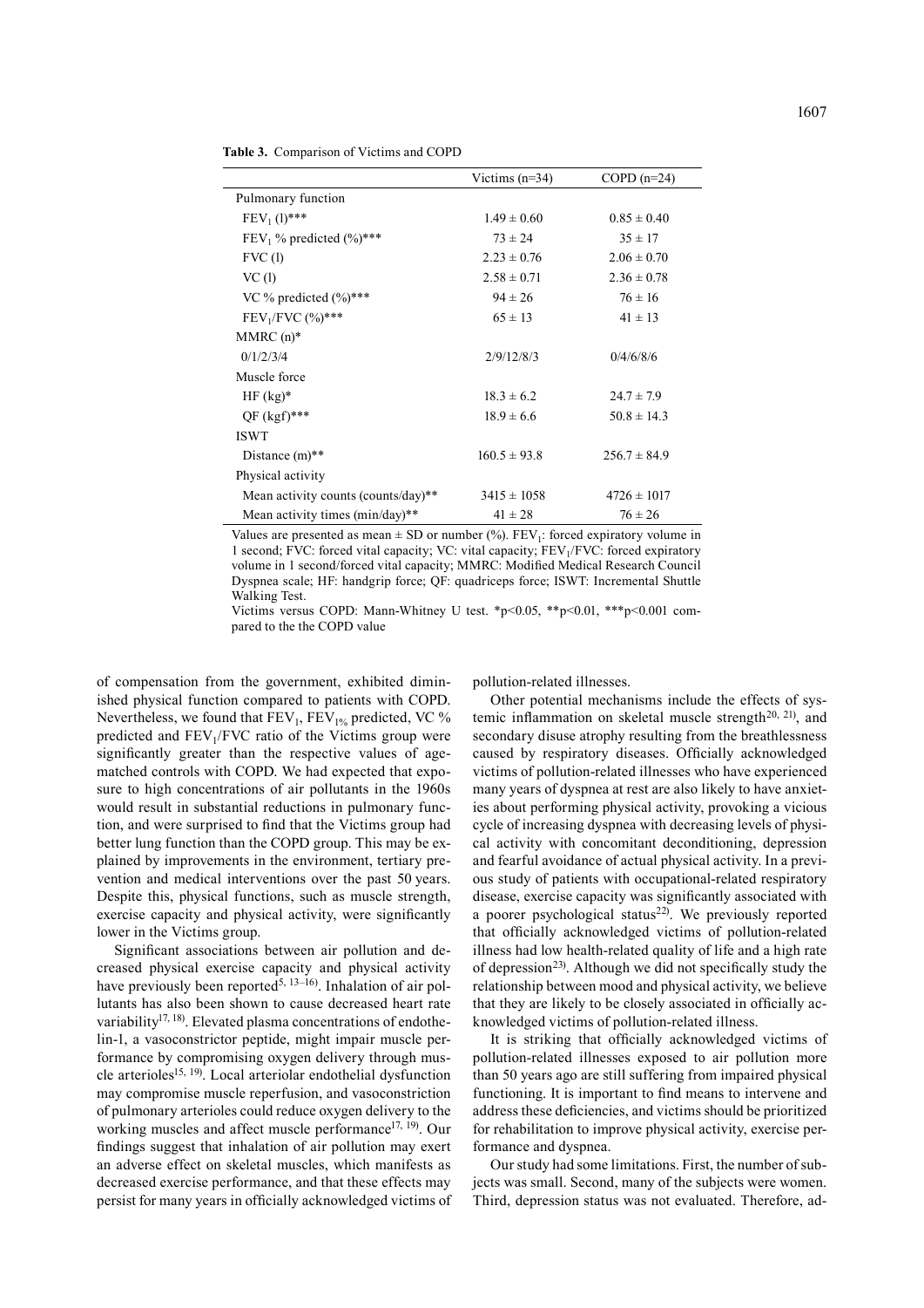**Table 3.** Comparison of Victims and COPD

| | Victims (n=34) | COPD (n=24) |
|---|---|---|
| Pulmonary function | | |
| $FEV_1$ (l)*** | 1.49 ± 0.60 | 0.85 ± 0.40 |
| $FEV_1$ % predicted (%)*** | 73 ± 24 | 35 ± 17 |
| FVC (l) | 2.23 ± 0.76 | 2.06 ± 0.70 |
| VC (l) | 2.58 ± 0.71 | 2.36 ± 0.78 |
| VC % predicted (%)*** | 94 ± 26 | 76 ± 16 |
| $FEV_1$/FVC (%)*** | 65 ± 13 | 41 ± 13 |
| MMRC (n)* | | |
| 0/1/2/3/4 | 2/9/12/8/3 | 0/4/6/8/6 |
| Muscle force | | |
| HF (kg)* | 18.3 ± 6.2 | 24.7 ± 7.9 |
| QF (kgf)*** | 18.9 ± 6.6 | 50.8 ± 14.3 |
| ISWT | | |
| Distance (m)** | 160.5 ± 93.8 | 256.7 ± 84.9 |
| Physical activity | | |
| Mean activity counts (counts/day)** | 3415 ± 1058 | 4726 ± 1017 |
| Mean activity times (min/day)** | 41 ± 28 | 76 ± 26 |

Values are presented as mean ± SD or number (%). $FEV_1$: forced expiratory volume in 1 second; FVC: forced vital capacity; VC: vital capacity; $FEV_1$/FVC: forced expiratory volume in 1 second/forced vital capacity; MMRC: Modified Medical Research Council Dyspnea scale; HF: handgrip force; QF: quadriceps force; ISWT: Incremental Shuttle Walking Test.
Victims versus COPD: Mann-Whitney U test. *$p<0.05$, **$p<0.01$, ***$p<0.001$ compared to the the COPD value

of compensation from the government, exhibited diminished physical function compared to patients with COPD. Nevertheless, we found that $FEV_1$, $FEV_{1\%}$ predicted, VC % predicted and $FEV_1$/FVC ratio of the Victims group were significantly greater than the respective values of age-matched controls with COPD. We had expected that exposure to high concentrations of air pollutants in the 1960s would result in substantial reductions in pulmonary function, and were surprised to find that the Victims group had better lung function than the COPD group. This may be explained by improvements in the environment, tertiary prevention and medical interventions over the past 50 years. Despite this, physical functions, such as muscle strength, exercise capacity and physical activity, were significantly lower in the Victims group.

Significant associations between air pollution and decreased physical exercise capacity and physical activity have previously been reported[5, 13–16]. Inhalation of air pollutants has also been shown to cause decreased heart rate variability[17, 18]. Elevated plasma concentrations of endothelin-1, a vasoconstrictor peptide, might impair muscle performance by compromising oxygen delivery through muscle arterioles[15, 19]. Local arteriolar endothelial dysfunction may compromise muscle reperfusion, and vasoconstriction of pulmonary arterioles could reduce oxygen delivery to the working muscles and affect muscle performance[17, 19]. Our findings suggest that inhalation of air pollution may exert an adverse effect on skeletal muscles, which manifests as decreased exercise performance, and that these effects may persist for many years in officially acknowledged victims of pollution-related illnesses.

Other potential mechanisms include the effects of systemic inflammation on skeletal muscle strength[20, 21], and secondary disuse atrophy resulting from the breathlessness caused by respiratory diseases. Officially acknowledged victims of pollution-related illnesses who have experienced many years of dyspnea at rest are also likely to have anxieties about performing physical activity, provoking a vicious cycle of increasing dyspnea with decreasing levels of physical activity with concomitant deconditioning, depression and fearful avoidance of actual physical activity. In a previous study of patients with occupational-related respiratory disease, exercise capacity was significantly associated with a poorer psychological status[22]. We previously reported that officially acknowledged victims of pollution-related illness had low health-related quality of life and a high rate of depression[23]. Although we did not specifically study the relationship between mood and physical activity, we believe that they are likely to be closely associated in officially acknowledged victims of pollution-related illness.

It is striking that officially acknowledged victims of pollution-related illnesses exposed to air pollution more than 50 years ago are still suffering from impaired physical functioning. It is important to find means to intervene and address these deficiencies, and victims should be prioritized for rehabilitation to improve physical activity, exercise performance and dyspnea.

Our study had some limitations. First, the number of subjects was small. Second, many of the subjects were women. Third, depression status was not evaluated. Therefore, ad-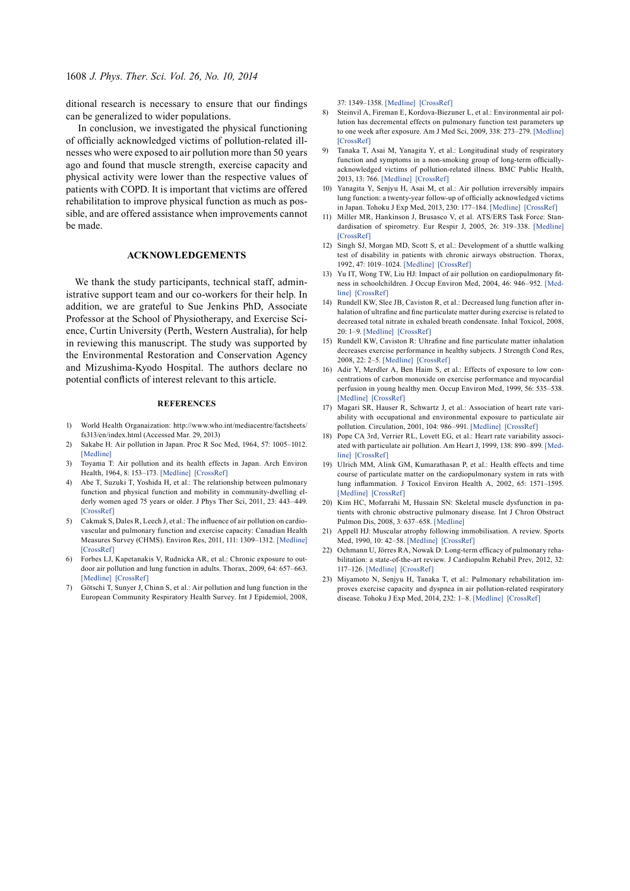ditional research is necessary to ensure that our findings can be generalized to wider populations.

In conclusion, we investigated the physical functioning of officially acknowledged victims of pollution-related illnesses who were exposed to air pollution more than 50 years ago and found that muscle strength, exercise capacity and physical activity were lower than the respective values of patients with COPD. It is important that victims are offered rehabilitation to improve physical function as much as possible, and are offered assistance when improvements cannot be made.

## ACKNOWLEDGEMENTS

We thank the study participants, technical staff, administrative support team and our co-workers for their help. In addition, we are grateful to Sue Jenkins PhD, Associate Professor at the School of Physiotherapy, and Exercise Science, Curtin University (Perth, Western Australia), for help in reviewing this manuscript. The study was supported by the Environmental Restoration and Conservation Agency and Mizushima-Kyodo Hospital. The authors declare no potential conflicts of interest relevant to this article.

## REFERENCES

1) World Health Orgaanization: http://www.who.int/mediacentre/factsheets/fs313/en/index.html (Accessed Mar. 29, 2013)
2) Sakabe H: Air pollution in Japan. Proc R Soc Med, 1964, 57: 1005–1012. [Medline]
3) Toyama T: Air pollution and its health effects in Japan. Arch Environ Health, 1964, 8: 153–173. [Medline] [CrossRef]
4) Abe T, Suzuki T, Yoshida H, et al.: The relationship between pulmonary function and physical function and mobility in community-dwelling elderly women aged 75 years or older. J Phys Ther Sci, 2011, 23: 443–449. [CrossRef]
5) Cakmak S, Dales R, Leech J, et al.: The influence of air pollution on cardiovascular and pulmonary function and exercise capacity: Canadian Health Measures Survey (CHMS). Environ Res, 2011, 111: 1309–1312. [Medline] [CrossRef]
6) Forbes LJ, Kapetanakis V, Rudnicka AR, et al.: Chronic exposure to outdoor air pollution and lung function in adults. Thorax, 2009, 64: 657–663. [Medline] [CrossRef]
7) Götschi T, Sunyer J, Chinn S, et al.: Air pollution and lung function in the European Community Respiratory Health Survey. Int J Epidemiol, 2008, 37: 1349–1358. [Medline] [CrossRef]
8) Steinvil A, Fireman E, Kordova-Biezuner L, et al.: Environmental air pollution has decremental effects on pulmonary function test parameters up to one week after exposure. Am J Med Sci, 2009, 338: 273–279. [Medline] [CrossRef]
9) Tanaka T, Asai M, Yanagita Y, et al.: Longitudinal study of respiratory function and symptoms in a non-smoking group of long-term officially-acknowledged victims of pollution-related illness. BMC Public Health, 2013, 13: 766. [Medline] [CrossRef]
10) Yanagita Y, Senjyu H, Asai M, et al.: Air pollution irreversibly impairs lung function: a twenty-year follow-up of officially acknowledged victims in Japan. Tohoku J Exp Med, 2013, 230: 177–184. [Medline] [CrossRef]
11) Miller MR, Hankinson J, Brusasco V, et al. ATS/ERS Task Force: Standardisation of spirometry. Eur Respir J, 2005, 26: 319–338. [Medline] [CrossRef]
12) Singh SJ, Morgan MD, Scott S, et al.: Development of a shuttle walking test of disability in patients with chronic airways obstruction. Thorax, 1992, 47: 1019–1024. [Medline] [CrossRef]
13) Yu IT, Wong TW, Liu HJ: Impact of air pollution on cardiopulmonary fitness in schoolchildren. J Occup Environ Med, 2004, 46: 946–952. [Medline] [CrossRef]
14) Rundell KW, Slee JB, Caviston R, et al.: Decreased lung function after inhalation of ultrafine and fine particulate matter during exercise is related to decreased total nitrate in exhaled breath condensate. Inhal Toxicol, 2008, 20: 1–9. [Medline] [CrossRef]
15) Rundell KW, Caviston R: Ultrafine and fine particulate matter inhalation decreases exercise performance in healthy subjects. J Strength Cond Res, 2008, 22: 2–5. [Medline] [CrossRef]
16) Adir Y, Merdler A, Ben Haim S, et al.: Effects of exposure to low concentrations of carbon monoxide on exercise performance and myocardial perfusion in young healthy men. Occup Environ Med, 1999, 56: 535–538. [Medline] [CrossRef]
17) Magari SR, Hauser R, Schwartz J, et al.: Association of heart rate variability with occupational and environmental exposure to particulate air pollution. Circulation, 2001, 104: 986–991. [Medline] [CrossRef]
18) Pope CA 3rd, Verrier RL, Lovett EG, et al.: Heart rate variability associated with particulate air pollution. Am Heart J, 1999, 138: 890–899. [Medline] [CrossRef]
19) Ulrich MM, Alink GM, Kumarathasan P, et al.: Health effects and time course of particulate matter on the cardiopulmonary system in rats with lung inflammation. J Toxicol Environ Health A, 2002, 65: 1571–1595. [Medline] [CrossRef]
20) Kim HC, Mofarrahi M, Hussain SN: Skeletal muscle dysfunction in patients with chronic obstructive pulmonary disease. Int J Chron Obstruct Pulmon Dis, 2008, 3: 637–658. [Medline]
21) Appell HJ: Muscular atrophy following immobilisation. A review. Sports Med, 1990, 10: 42–58. [Medline] [CrossRef]
22) Ochmann U, Jörres RA, Nowak D: Long-term efficacy of pulmonary rehabilitation: a state-of-the-art review. J Cardiopulm Rehabil Prev, 2012, 32: 117–126. [Medline] [CrossRef]
23) Miyamoto N, Senjyu H, Tanaka T, et al.: Pulmonary rehabilitation improves exercise capacity and dyspnea in air pollution-related respiratory disease. Tohoku J Exp Med, 2014, 232: 1–8. [Medline] [CrossRef]